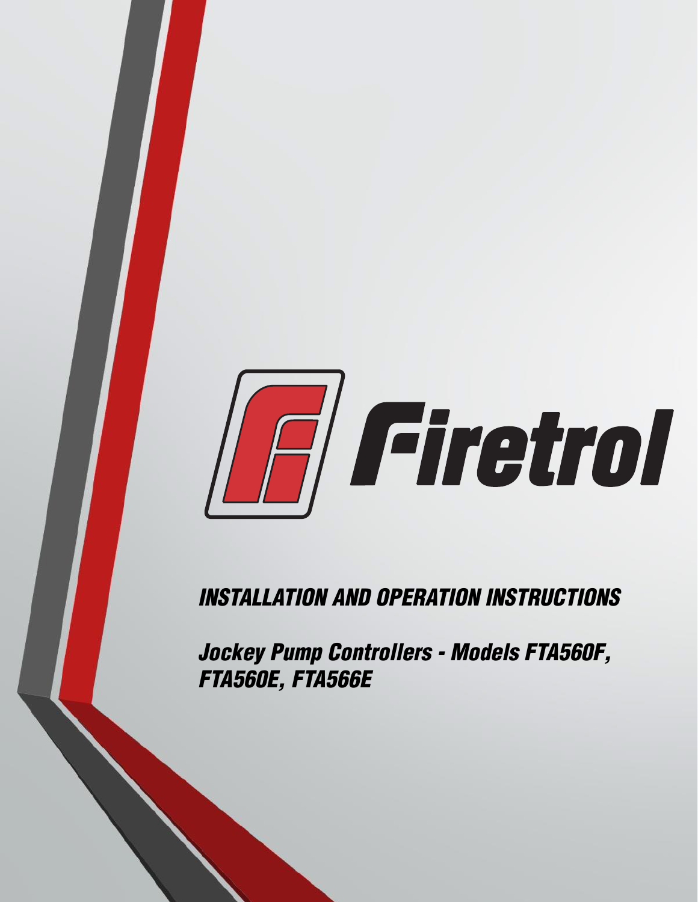# Firetrol

## *INSTALLATION AND OPERATION INSTRUCTIONS*

### *Jockey Pump Controllers - Models FTA560F, FTA560E, FTA566E*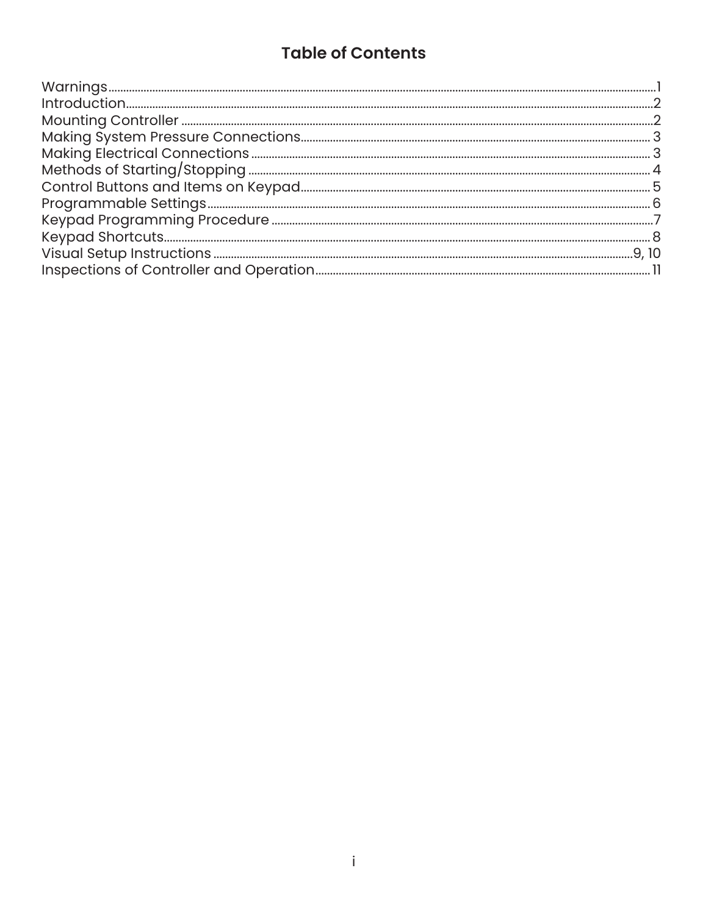# Table of Contents

| Section | Page |
| --- | --- |
| Warnings | 1 |
| Introduction | 2 |
| Mounting Controller | 2 |
| Making System Pressure Connections | 3 |
| Making Electrical Connections | 3 |
| Methods of Starting/Stopping | 4 |
| Control Buttons and Items on Keypad | 5 |
| Programmable Settings | 6 |
| Keypad Programming Procedure | 7 |
| Keypad Shortcuts | 8 |
| Visual Setup Instructions | 9, 10 |
| Inspections of Controller and Operation | 11 |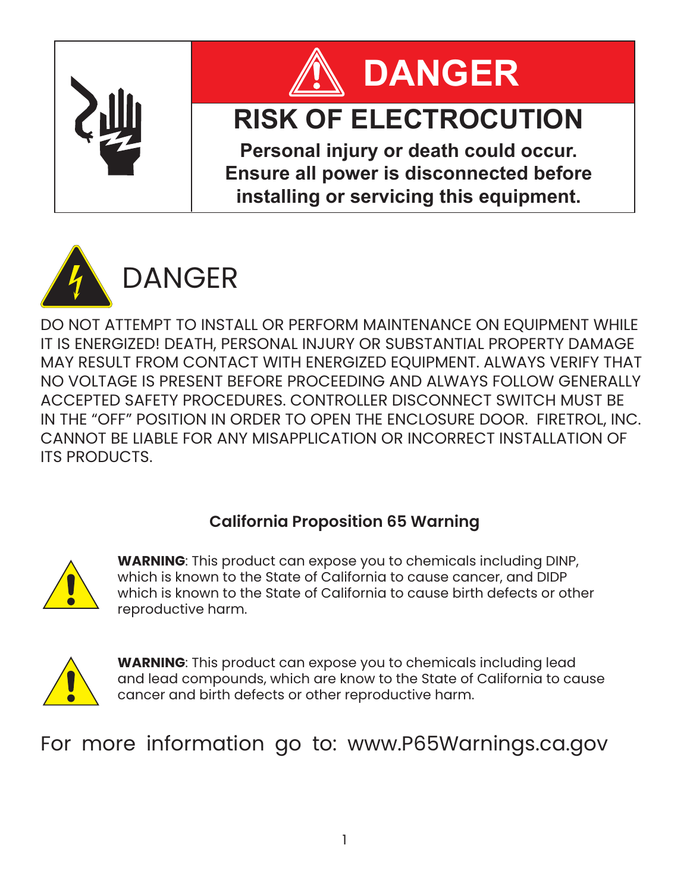# DANGER

## RISK OF ELECTROCUTION

**Personal injury or death could occur.**
**Ensure all power is disconnected before installing or servicing this equipment.**

# DANGER

DO NOT ATTEMPT TO INSTALL OR PERFORM MAINTENANCE ON EQUIPMENT WHILE IT IS ENERGIZED! DEATH, PERSONAL INJURY OR SUBSTANTIAL PROPERTY DAMAGE MAY RESULT FROM CONTACT WITH ENERGIZED EQUIPMENT. ALWAYS VERIFY THAT NO VOLTAGE IS PRESENT BEFORE PROCEEDING AND ALWAYS FOLLOW GENERALLY ACCEPTED SAFETY PROCEDURES. CONTROLLER DISCONNECT SWITCH MUST BE IN THE "OFF" POSITION IN ORDER TO OPEN THE ENCLOSURE DOOR. FIRETROL, INC. CANNOT BE LIABLE FOR ANY MISAPPLICATION OR INCORRECT INSTALLATION OF ITS PRODUCTS.

### California Proposition 65 Warning

**WARNING**: This product can expose you to chemicals including DINP, which is known to the State of California to cause cancer, and DIDP which is known to the State of California to cause birth defects or other reproductive harm.

**WARNING**: This product can expose you to chemicals including lead and lead compounds, which are know to the State of California to cause cancer and birth defects or other reproductive harm.

For more information go to: www.P65Warnings.ca.gov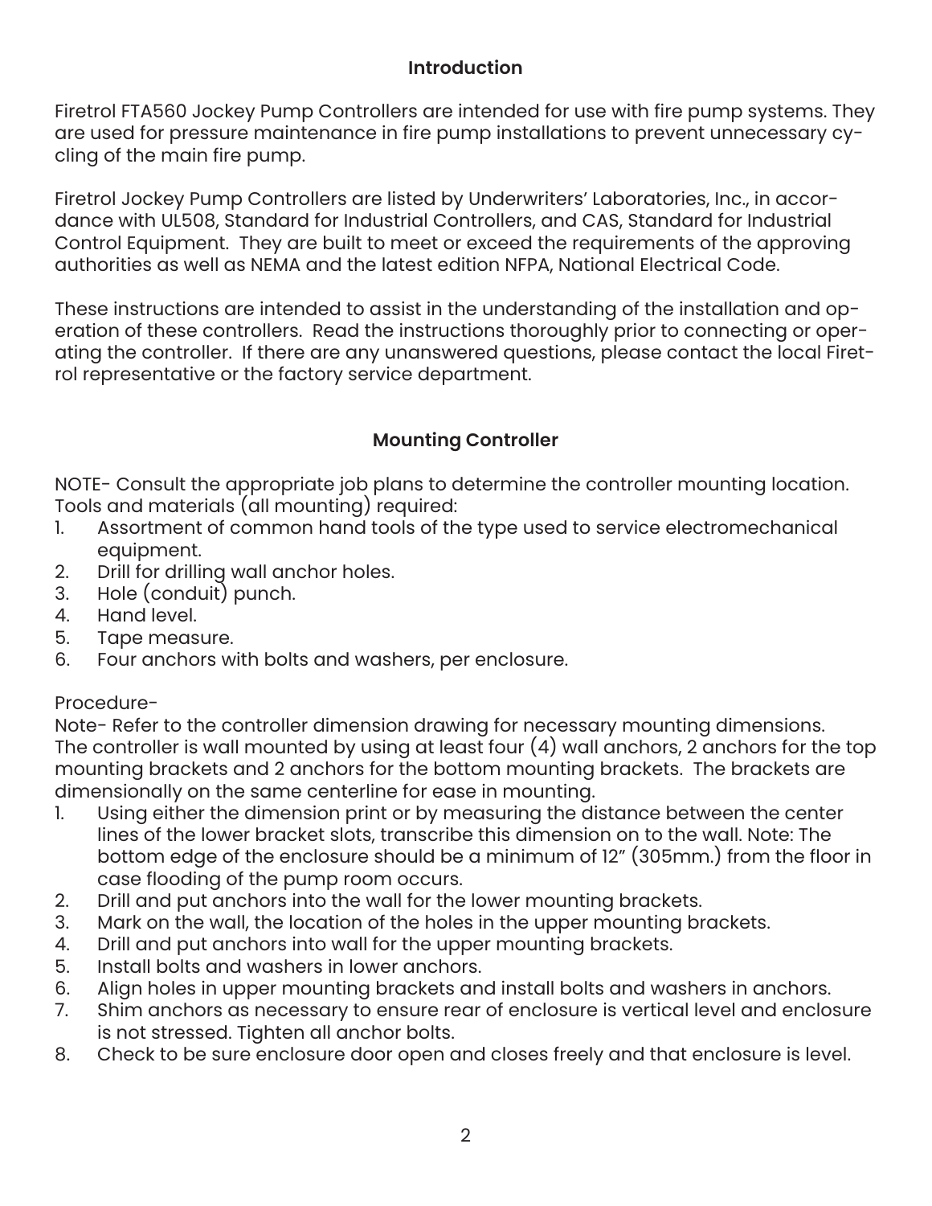## Introduction

Firetrol FTA560 Jockey Pump Controllers are intended for use with fire pump systems. They are used for pressure maintenance in fire pump installations to prevent unnecessary cycling of the main fire pump.

Firetrol Jockey Pump Controllers are listed by Underwriters' Laboratories, Inc., in accordance with UL508, Standard for Industrial Controllers, and CAS, Standard for Industrial Control Equipment. They are built to meet or exceed the requirements of the approving authorities as well as NEMA and the latest edition NFPA, National Electrical Code.

These instructions are intended to assist in the understanding of the installation and operation of these controllers. Read the instructions thoroughly prior to connecting or operating the controller. If there are any unanswered questions, please contact the local Firetrol representative or the factory service department.

## Mounting Controller

NOTE- Consult the appropriate job plans to determine the controller mounting location.
Tools and materials (all mounting) required:

1. Assortment of common hand tools of the type used to service electromechanical equipment.
2. Drill for drilling wall anchor holes.
3. Hole (conduit) punch.
4. Hand level.
5. Tape measure.
6. Four anchors with bolts and washers, per enclosure.

Procedure-
Note- Refer to the controller dimension drawing for necessary mounting dimensions.
The controller is wall mounted by using at least four (4) wall anchors, 2 anchors for the top mounting brackets and 2 anchors for the bottom mounting brackets. The brackets are dimensionally on the same centerline for ease in mounting.

1. Using either the dimension print or by measuring the distance between the center lines of the lower bracket slots, transcribe this dimension on to the wall. Note: The bottom edge of the enclosure should be a minimum of 12" (305mm.) from the floor in case flooding of the pump room occurs.
2. Drill and put anchors into the wall for the lower mounting brackets.
3. Mark on the wall, the location of the holes in the upper mounting brackets.
4. Drill and put anchors into wall for the upper mounting brackets.
5. Install bolts and washers in lower anchors.
6. Align holes in upper mounting brackets and install bolts and washers in anchors.
7. Shim anchors as necessary to ensure rear of enclosure is vertical level and enclosure is not stressed. Tighten all anchor bolts.
8. Check to be sure enclosure door open and closes freely and that enclosure is level.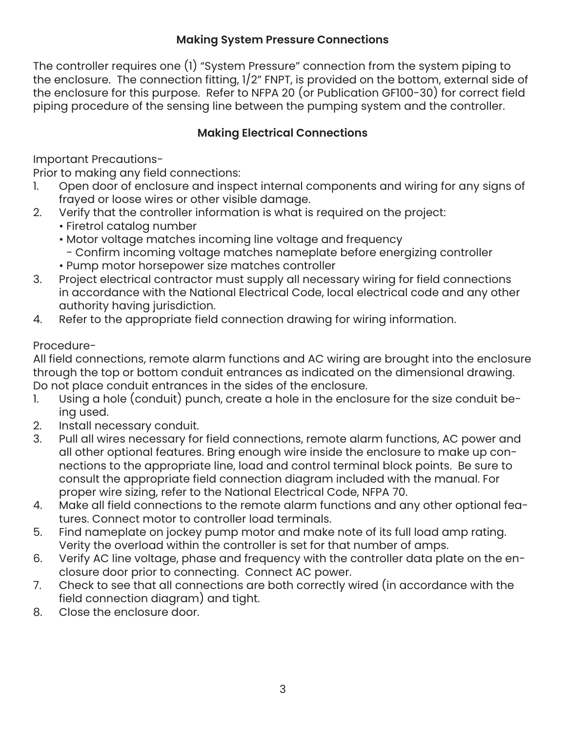## Making System Pressure Connections

The controller requires one (1) "System Pressure" connection from the system piping to the enclosure. The connection fitting, 1/2" FNPT, is provided on the bottom, external side of the enclosure for this purpose. Refer to NFPA 20 (or Publication GF100-30) for correct field piping procedure of the sensing line between the pumping system and the controller.

## Making Electrical Connections

Important Precautions-

Prior to making any field connections:

1. Open door of enclosure and inspect internal components and wiring for any signs of frayed or loose wires or other visible damage.
2. Verify that the controller information is what is required on the project:
   - Firetrol catalog number
   - Motor voltage matches incoming line voltage and frequency
     - Confirm incoming voltage matches nameplate before energizing controller
   - Pump motor horsepower size matches controller
3. Project electrical contractor must supply all necessary wiring for field connections in accordance with the National Electrical Code, local electrical code and any other authority having jurisdiction.
4. Refer to the appropriate field connection drawing for wiring information.

Procedure-

All field connections, remote alarm functions and AC wiring are brought into the enclosure through the top or bottom conduit entrances as indicated on the dimensional drawing. Do not place conduit entrances in the sides of the enclosure.

1. Using a hole (conduit) punch, create a hole in the enclosure for the size conduit being used.
2. Install necessary conduit.
3. Pull all wires necessary for field connections, remote alarm functions, AC power and all other optional features. Bring enough wire inside the enclosure to make up connections to the appropriate line, load and control terminal block points. Be sure to consult the appropriate field connection diagram included with the manual. For proper wire sizing, refer to the National Electrical Code, NFPA 70.
4. Make all field connections to the remote alarm functions and any other optional features. Connect motor to controller load terminals.
5. Find nameplate on jockey pump motor and make note of its full load amp rating. Verity the overload within the controller is set for that number of amps.
6. Verify AC line voltage, phase and frequency with the controller data plate on the enclosure door prior to connecting. Connect AC power.
7. Check to see that all connections are both correctly wired (in accordance with the field connection diagram) and tight.
8. Close the enclosure door.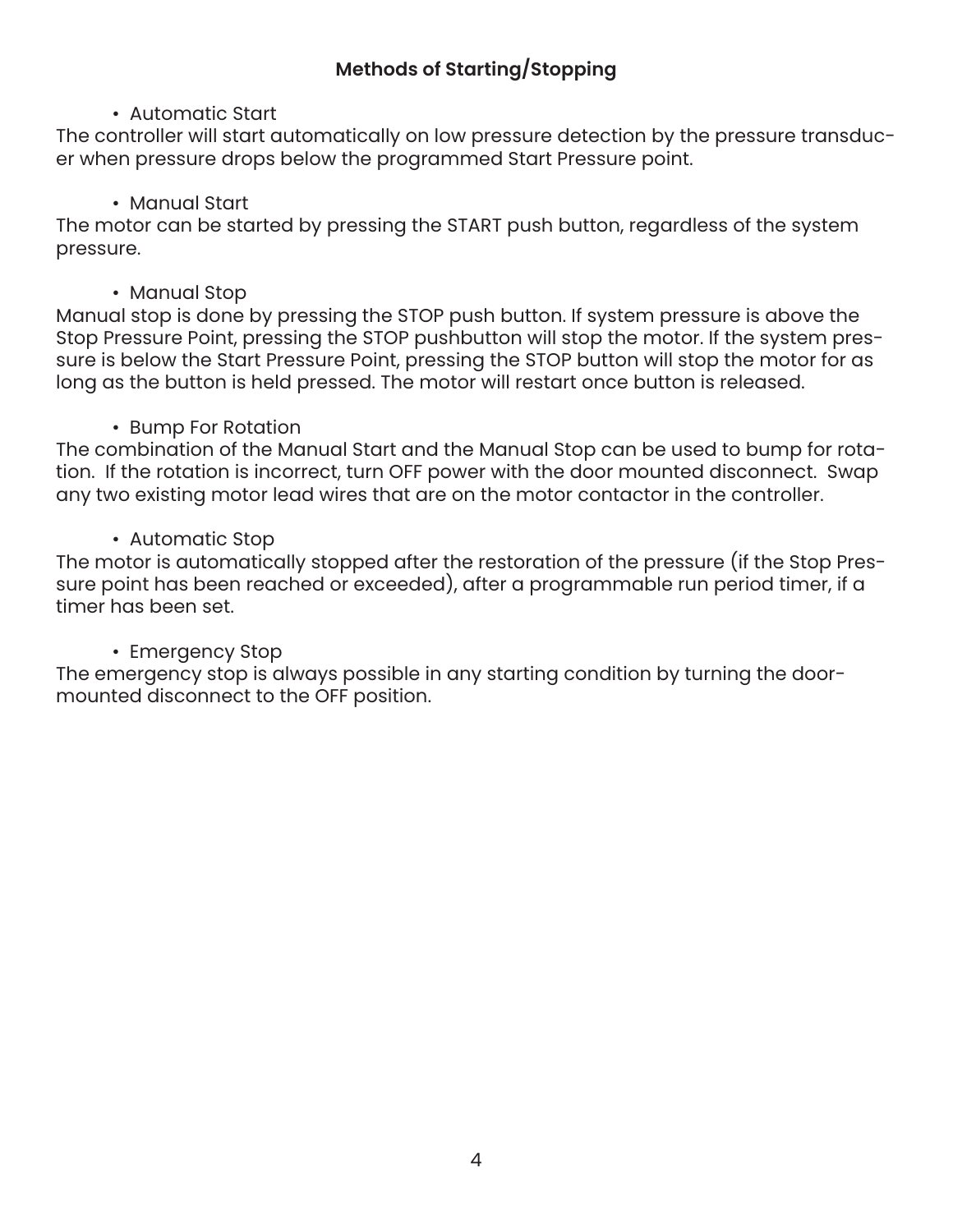## Methods of Starting/Stopping

- Automatic Start

The controller will start automatically on low pressure detection by the pressure transducer when pressure drops below the programmed Start Pressure point.

- Manual Start

The motor can be started by pressing the START push button, regardless of the system pressure.

- Manual Stop

Manual stop is done by pressing the STOP push button. If system pressure is above the Stop Pressure Point, pressing the STOP pushbutton will stop the motor. If the system pressure is below the Start Pressure Point, pressing the STOP button will stop the motor for as long as the button is held pressed. The motor will restart once button is released.

- Bump For Rotation

The combination of the Manual Start and the Manual Stop can be used to bump for rotation. If the rotation is incorrect, turn OFF power with the door mounted disconnect. Swap any two existing motor lead wires that are on the motor contactor in the controller.

- Automatic Stop

The motor is automatically stopped after the restoration of the pressure (if the Stop Pressure point has been reached or exceeded), after a programmable run period timer, if a timer has been set.

- Emergency Stop

The emergency stop is always possible in any starting condition by turning the door-mounted disconnect to the OFF position.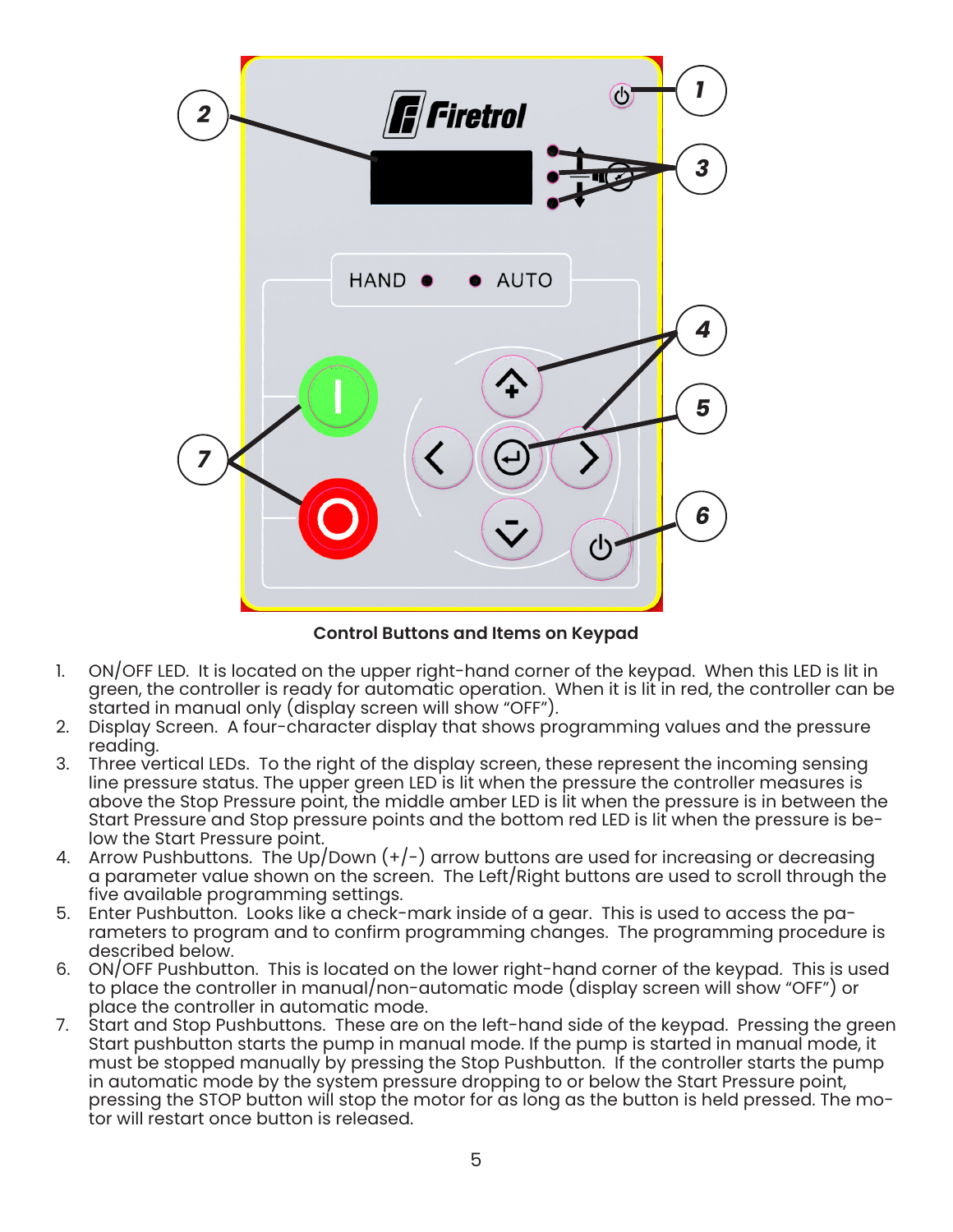**Control Buttons and Items on Keypad**

1. ON/OFF LED. It is located on the upper right-hand corner of the keypad. When this LED is lit in green, the controller is ready for automatic operation. When it is lit in red, the controller can be started in manual only (display screen will show "OFF").
2. Display Screen. A four-character display that shows programming values and the pressure reading.
3. Three vertical LEDs. To the right of the display screen, these represent the incoming sensing line pressure status. The upper green LED is lit when the pressure the controller measures is above the Stop Pressure point, the middle amber LED is lit when the pressure is in between the Start Pressure and Stop pressure points and the bottom red LED is lit when the pressure is below the Start Pressure point.
4. Arrow Pushbuttons. The Up/Down (+/-) arrow buttons are used for increasing or decreasing a parameter value shown on the screen. The Left/Right buttons are used to scroll through the five available programming settings.
5. Enter Pushbutton. Looks like a check-mark inside of a gear. This is used to access the parameters to program and to confirm programming changes. The programming procedure is described below.
6. ON/OFF Pushbutton. This is located on the lower right-hand corner of the keypad. This is used to place the controller in manual/non-automatic mode (display screen will show "OFF") or place the controller in automatic mode.
7. Start and Stop Pushbuttons. These are on the left-hand side of the keypad. Pressing the green Start pushbutton starts the pump in manual mode. If the pump is started in manual mode, it must be stopped manually by pressing the Stop Pushbutton. If the controller starts the pump in automatic mode by the system pressure dropping to or below the Start Pressure point, pressing the STOP button will stop the motor for as long as the button is held pressed. The motor will restart once button is released.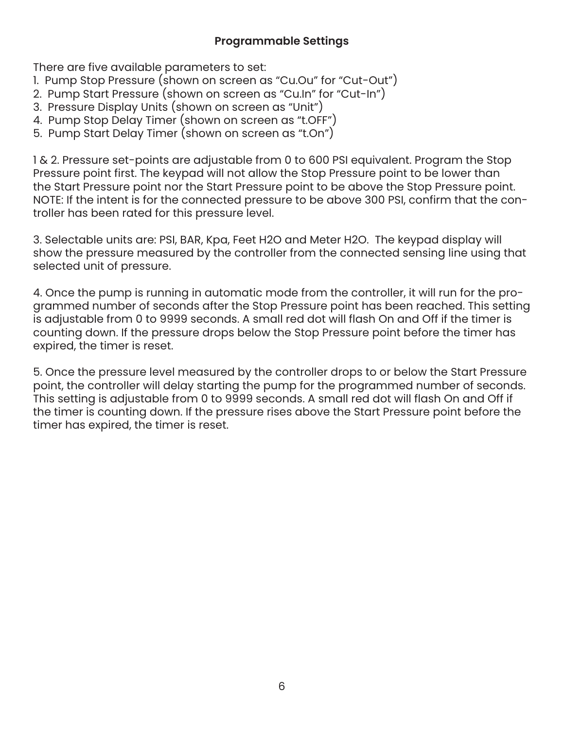## Programmable Settings

There are five available parameters to set:

1. Pump Stop Pressure (shown on screen as “Cu.Ou” for “Cut-Out”)
2. Pump Start Pressure (shown on screen as “Cu.In” for “Cut-In”)
3. Pressure Display Units (shown on screen as “Unit”)
4. Pump Stop Delay Timer (shown on screen as “t.OFF”)
5. Pump Start Delay Timer (shown on screen as “t.On”)

1 & 2. Pressure set-points are adjustable from 0 to 600 PSI equivalent. Program the Stop Pressure point first. The keypad will not allow the Stop Pressure point to be lower than the Start Pressure point nor the Start Pressure point to be above the Stop Pressure point. NOTE: If the intent is for the connected pressure to be above 300 PSI, confirm that the controller has been rated for this pressure level.

3. Selectable units are: PSI, BAR, Kpa, Feet H2O and Meter H2O. The keypad display will show the pressure measured by the controller from the connected sensing line using that selected unit of pressure.

4. Once the pump is running in automatic mode from the controller, it will run for the programmed number of seconds after the Stop Pressure point has been reached. This setting is adjustable from 0 to 9999 seconds. A small red dot will flash On and Off if the timer is counting down. If the pressure drops below the Stop Pressure point before the timer has expired, the timer is reset.

5. Once the pressure level measured by the controller drops to or below the Start Pressure point, the controller will delay starting the pump for the programmed number of seconds. This setting is adjustable from 0 to 9999 seconds. A small red dot will flash On and Off if the timer is counting down. If the pressure rises above the Start Pressure point before the timer has expired, the timer is reset.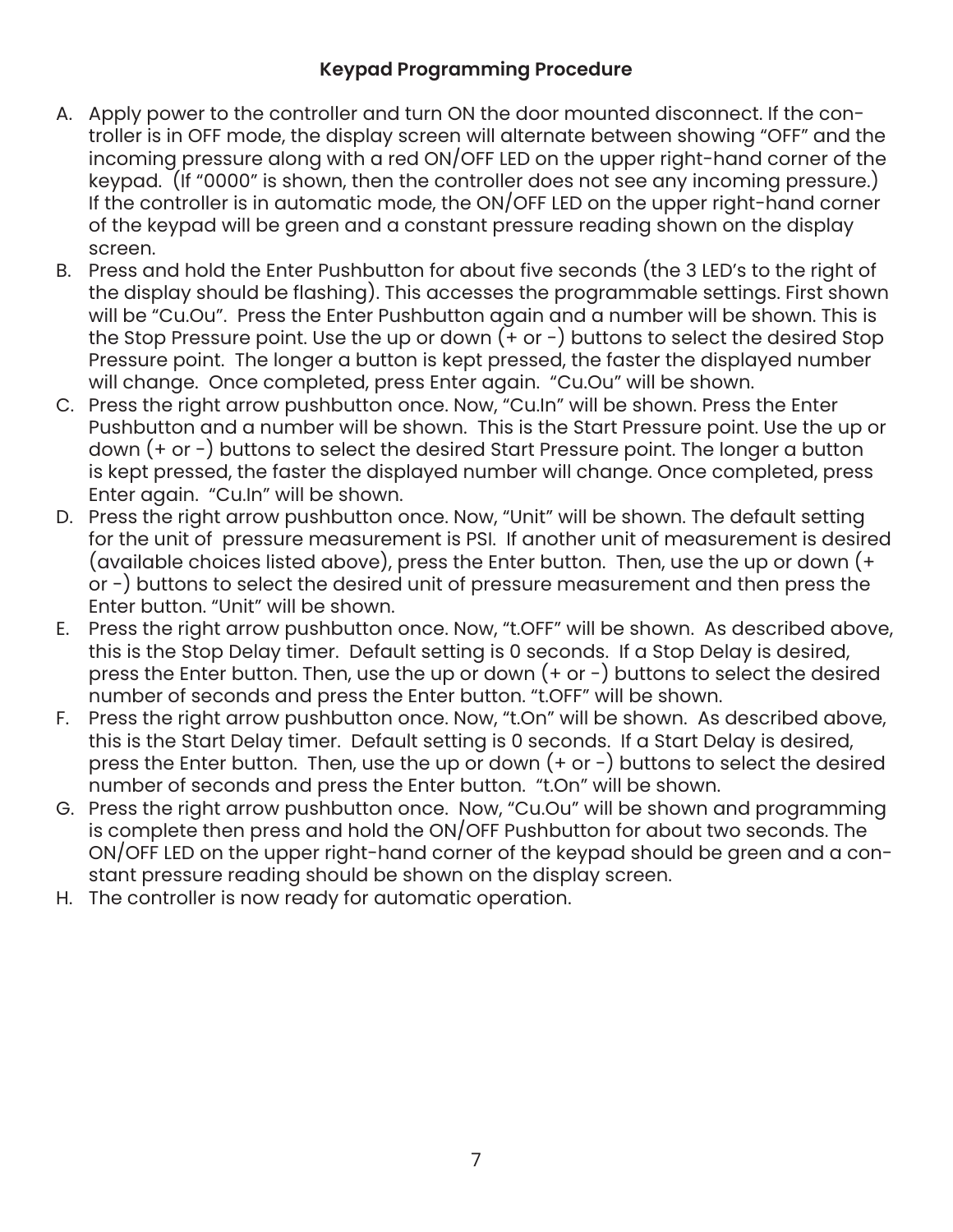**Keypad Programming Procedure**

A. Apply power to the controller and turn ON the door mounted disconnect. If the controller is in OFF mode, the display screen will alternate between showing "OFF" and the incoming pressure along with a red ON/OFF LED on the upper right-hand corner of the keypad. (If "0000" is shown, then the controller does not see any incoming pressure.) If the controller is in automatic mode, the ON/OFF LED on the upper right-hand corner of the keypad will be green and a constant pressure reading shown on the display screen.
B. Press and hold the Enter Pushbutton for about five seconds (the 3 LED's to the right of the display should be flashing). This accesses the programmable settings. First shown will be "Cu.Ou". Press the Enter Pushbutton again and a number will be shown. This is the Stop Pressure point. Use the up or down (+ or -) buttons to select the desired Stop Pressure point. The longer a button is kept pressed, the faster the displayed number will change. Once completed, press Enter again. "Cu.Ou" will be shown.
C. Press the right arrow pushbutton once. Now, "Cu.In" will be shown. Press the Enter Pushbutton and a number will be shown. This is the Start Pressure point. Use the up or down (+ or -) buttons to select the desired Start Pressure point. The longer a button is kept pressed, the faster the displayed number will change. Once completed, press Enter again. "Cu.In" will be shown.
D. Press the right arrow pushbutton once. Now, "Unit" will be shown. The default setting for the unit of pressure measurement is PSI. If another unit of measurement is desired (available choices listed above), press the Enter button. Then, use the up or down (+ or -) buttons to select the desired unit of pressure measurement and then press the Enter button. "Unit" will be shown.
E. Press the right arrow pushbutton once. Now, "t.OFF" will be shown. As described above, this is the Stop Delay timer. Default setting is 0 seconds. If a Stop Delay is desired, press the Enter button. Then, use the up or down (+ or -) buttons to select the desired number of seconds and press the Enter button. "t.OFF" will be shown.
F. Press the right arrow pushbutton once. Now, "t.On" will be shown. As described above, this is the Start Delay timer. Default setting is 0 seconds. If a Start Delay is desired, press the Enter button. Then, use the up or down (+ or -) buttons to select the desired number of seconds and press the Enter button. "t.On" will be shown.
G. Press the right arrow pushbutton once. Now, "Cu.Ou" will be shown and programming is complete then press and hold the ON/OFF Pushbutton for about two seconds. The ON/OFF LED on the upper right-hand corner of the keypad should be green and a constant pressure reading should be shown on the display screen.
H. The controller is now ready for automatic operation.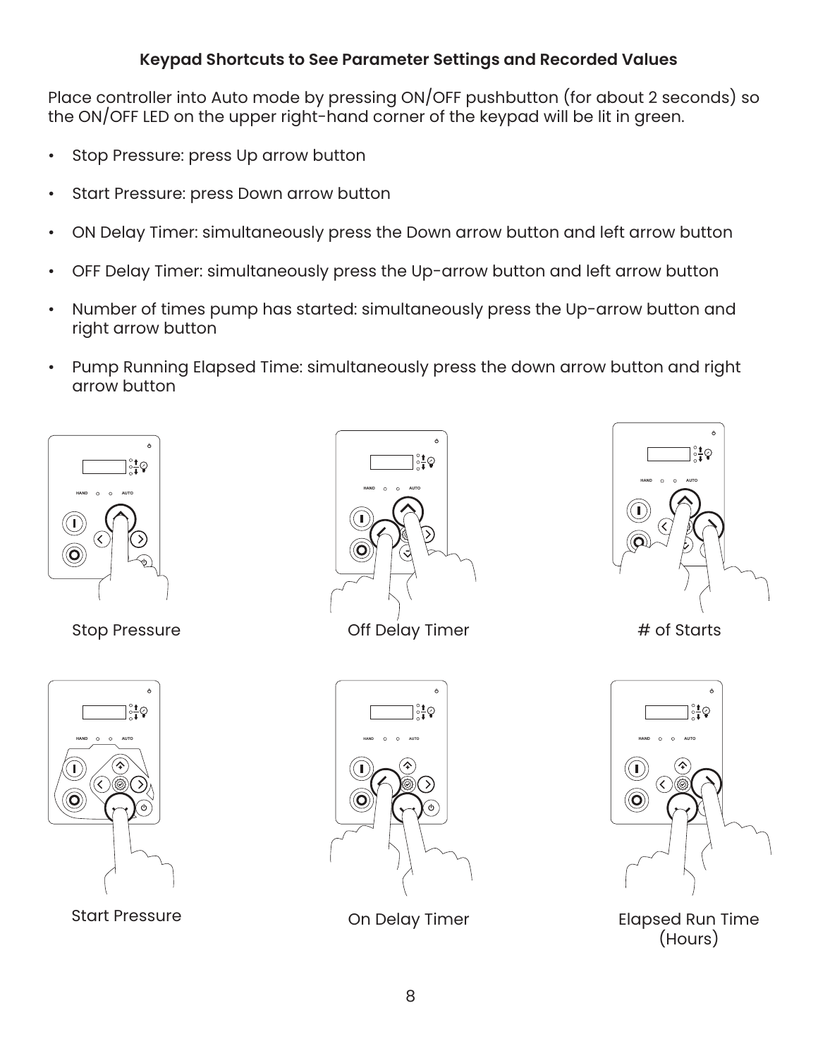### Keypad Shortcuts to See Parameter Settings and Recorded Values

Place controller into Auto mode by pressing ON/OFF pushbutton (for about 2 seconds) so the ON/OFF LED on the upper right-hand corner of the keypad will be lit in green.

- Stop Pressure: press Up arrow button
- Start Pressure: press Down arrow button
- ON Delay Timer: simultaneously press the Down arrow button and left arrow button
- OFF Delay Timer: simultaneously press the Up-arrow button and left arrow button
- Number of times pump has started: simultaneously press the Up-arrow button and right arrow button
- Pump Running Elapsed Time: simultaneously press the down arrow button and right arrow button

Stop Pressure

Off Delay Timer

# of Starts

Start Pressure

On Delay Timer

Elapsed Run Time (Hours)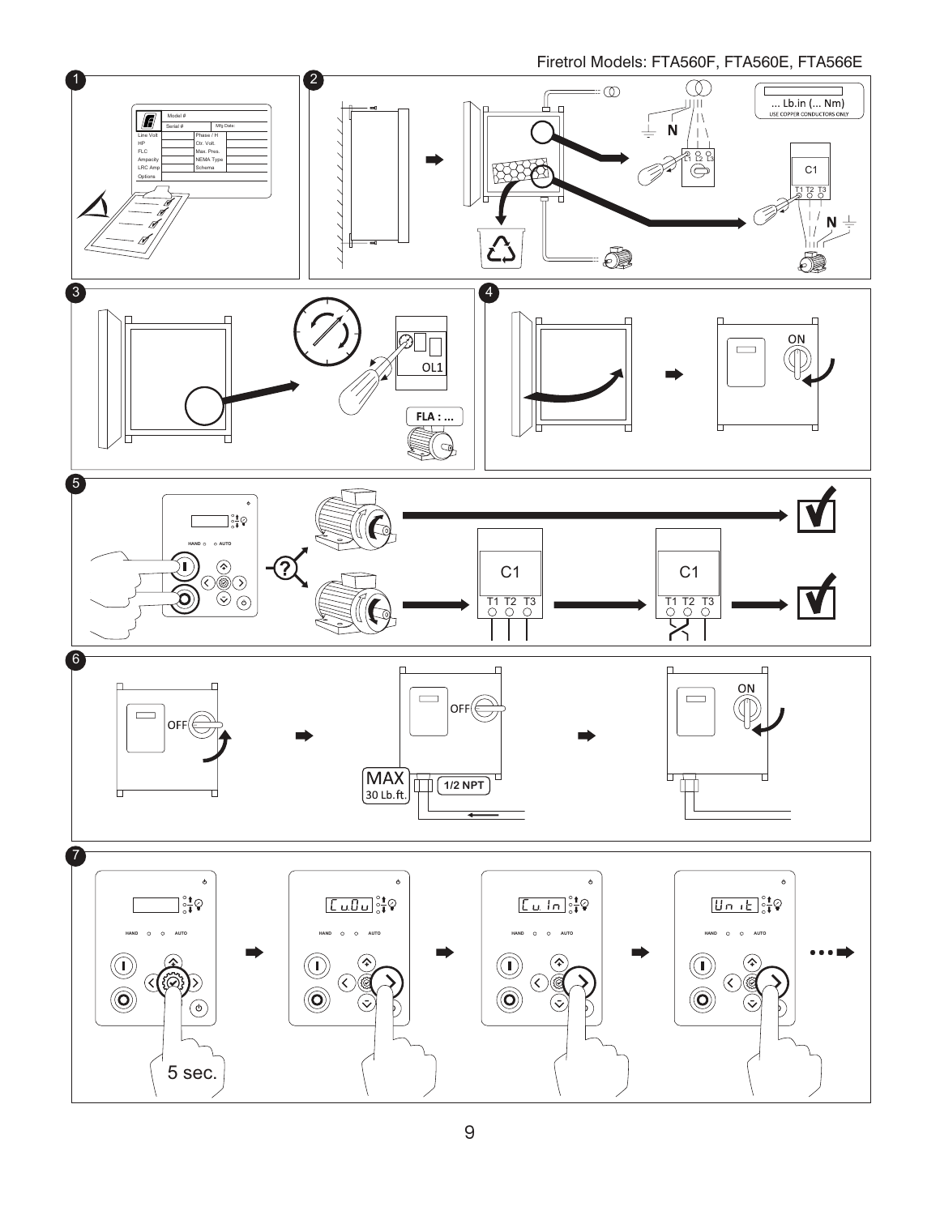Firetrol Models: FTA560F, FTA560E, FTA566E

1

Model #
Serial #
Mfg Date:
Line Volt
HP
FLC
Ampacity
LRC Amp
Options
Phase / H
Ctr. Volt.
Max. Pres.
NEMA Type
Schema

2

... Lb.in (... Nm)
USE COPPER CONDUCTORS ONLY

N

L1 L2 L3

C1

T1 T2 T3

N

3

OL1

FLA : ...

4

ON

5

HAND AUTO

C1

T1 T2 T3

C1

T1 T2 T3

6

OFF

OFF

MAX
30 Lb.ft.

1/2 NPT

ON

7

HAND AUTO

5 sec.

CuOu

Cu.In

Unit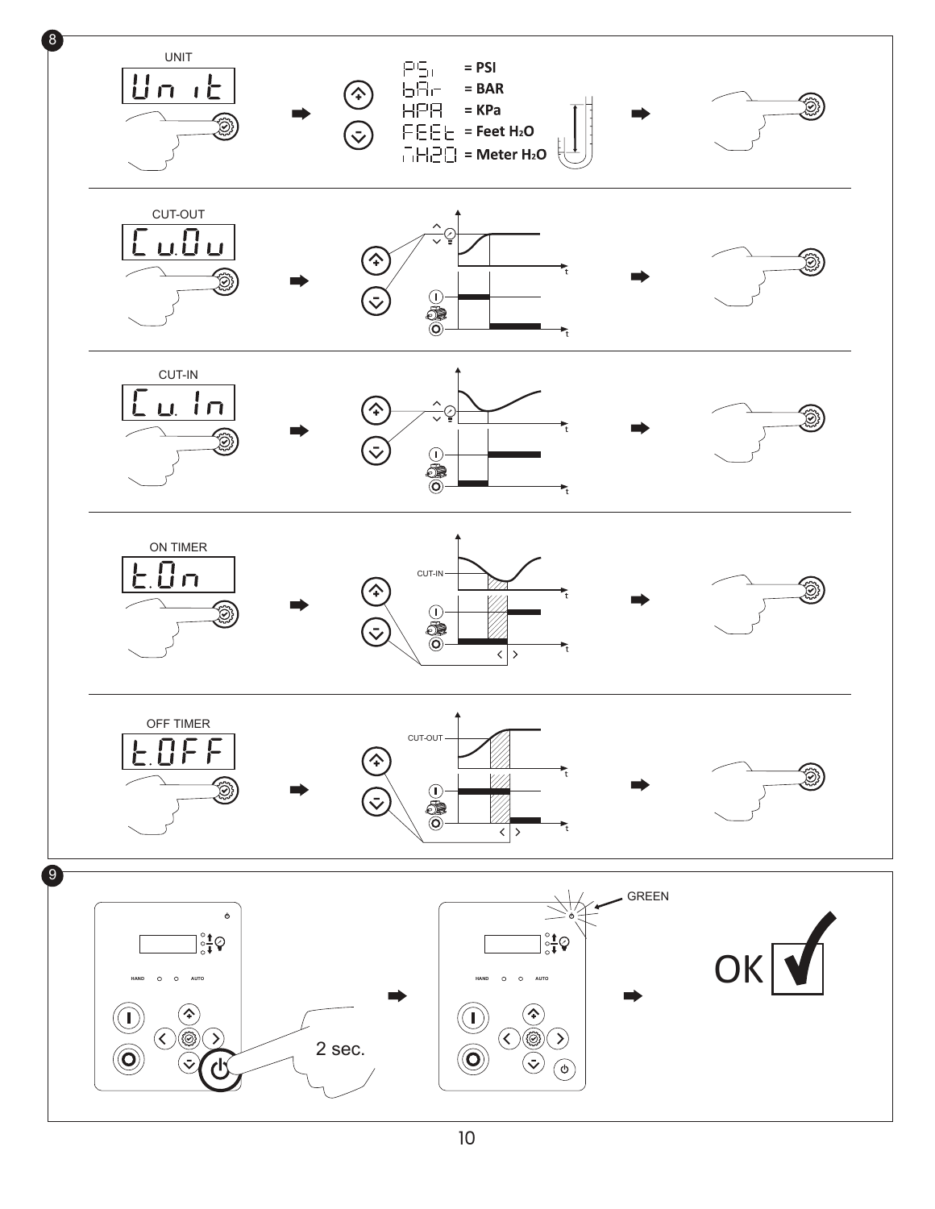8

UNIT

Un it

PSi = PSI

bAr = BAR

HPA = KPa

FEEt = Feet $H_2O$

mH2O = Meter $H_2O$

CUT-OUT

Cu.Ou

CUT-IN

Cu. In

ON TIMER

t.On

CUT-IN

OFF TIMER

t.OFF

CUT-OUT

9

HAND AUTO

2 sec.

HAND AUTO

GREEN

OK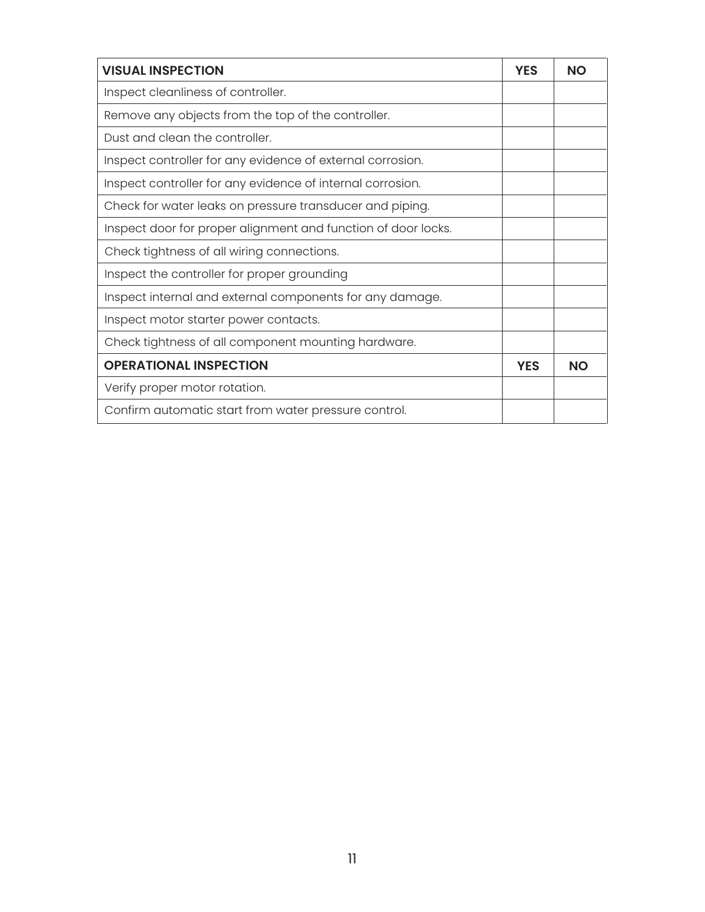| **VISUAL INSPECTION** | **YES** | **NO** |
| --- | --- | --- |
| Inspect cleanliness of controller. | | |
| Remove any objects from the top of the controller. | | |
| Dust and clean the controller. | | |
| Inspect controller for any evidence of external corrosion. | | |
| Inspect controller for any evidence of internal corrosion. | | |
| Check for water leaks on pressure transducer and piping. | | |
| Inspect door for proper alignment and function of door locks. | | |
| Check tightness of all wiring connections. | | |
| Inspect the controller for proper grounding | | |
| Inspect internal and external components for any damage. | | |
| Inspect motor starter power contacts. | | |
| Check tightness of all component mounting hardware. | | |
| **OPERATIONAL INSPECTION** | **YES** | **NO** |
| Verify proper motor rotation. | | |
| Confirm automatic start from water pressure control. | | |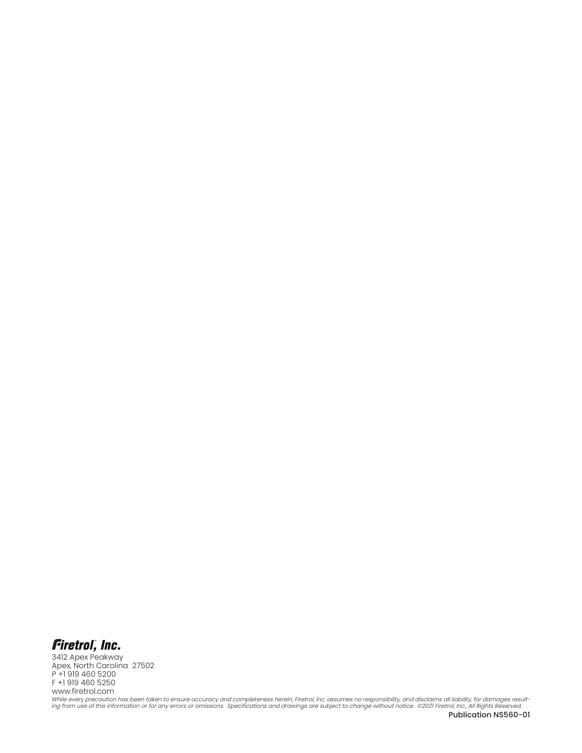**Firetrol®, Inc.**

3412 Apex Peakway
Apex, North Carolina 27502
P +1 919 460 5200
F +1 919 460 5250
www.firetrol.com

*While every precaution has been taken to ensure accuracy and completeness herein, Firetrol, Inc. assumes no responsibility, and disclaims all liability, for damages resulting from use of this information or for any errors or omissions. Specifications and drawings are subject to change without notice. ©2021 Firetrol, Inc., All Rights Reserved.*

Publication NS560-01